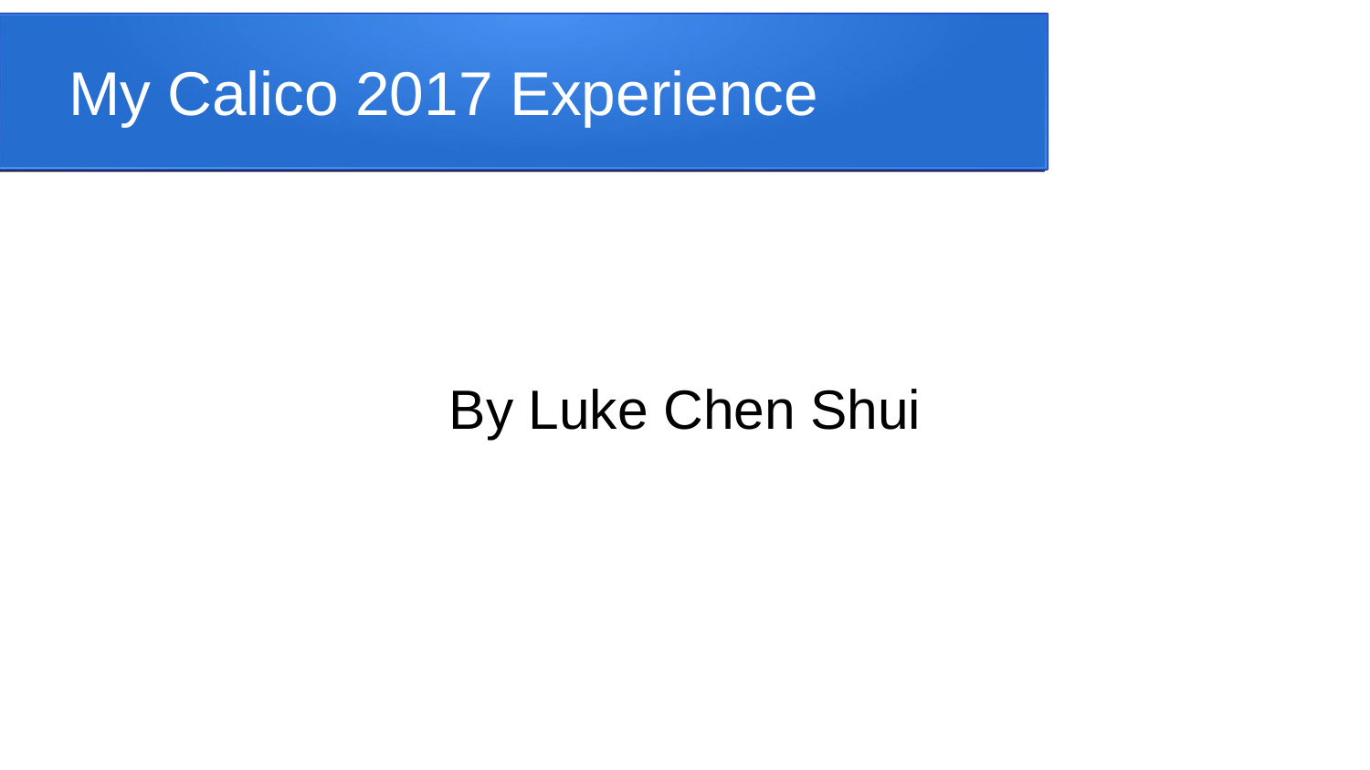# My Calico 2017 Experience

By Luke Chen Shui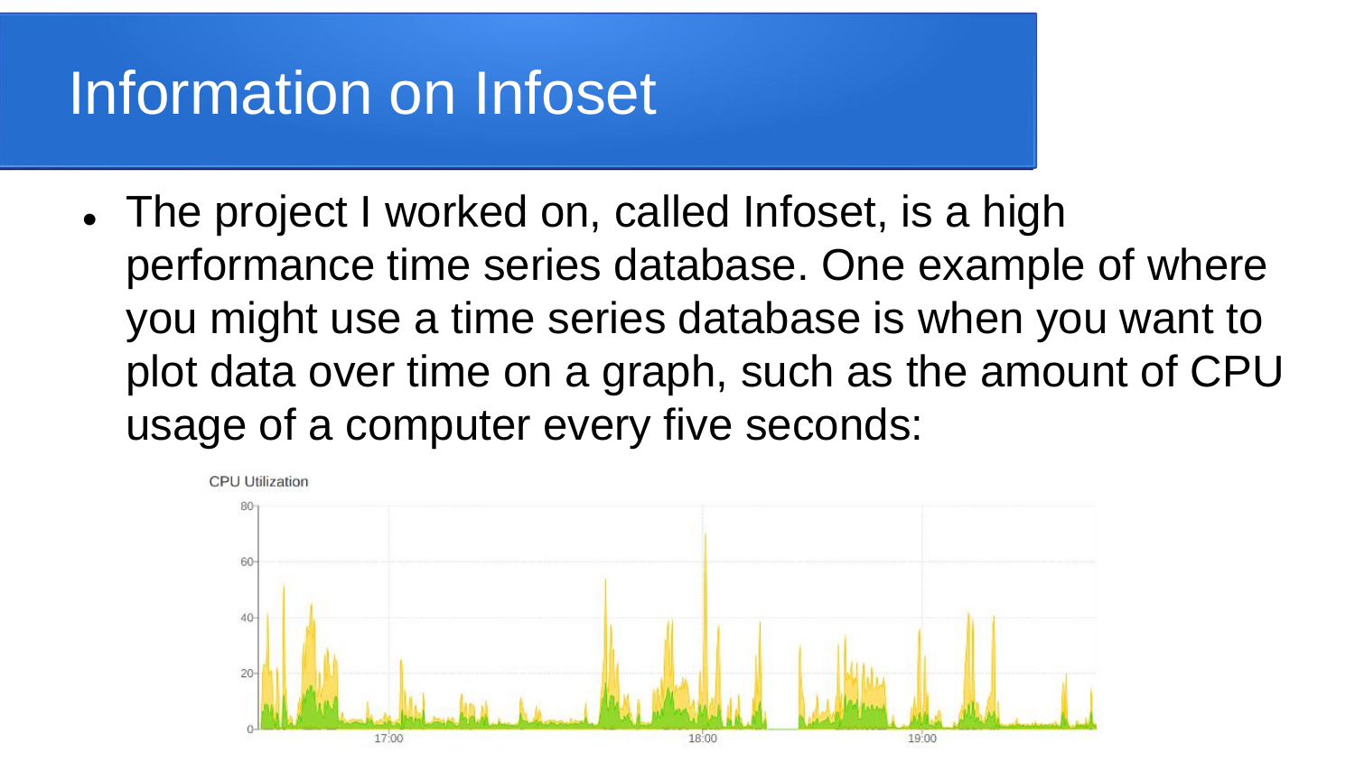# Information on Infoset

- The project I worked on, called Infoset, is a high performance time series database. One example of where you might use a time series database is when you want to plot data over time on a graph, such as the amount of CPU usage of a computer every five seconds: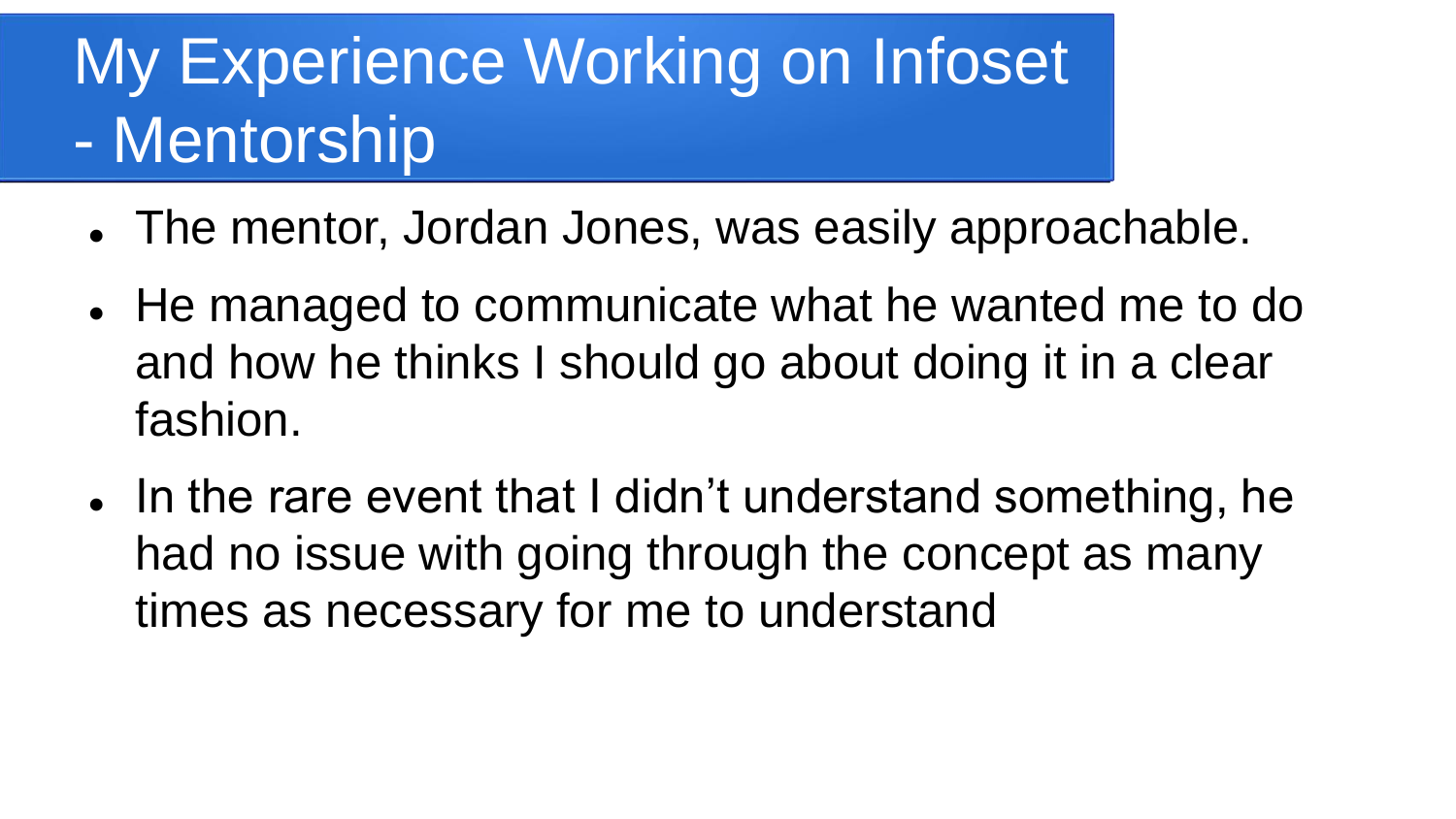# My Experience Working on Infoset - Mentorship

- The mentor, Jordan Jones, was easily approachable.
- He managed to communicate what he wanted me to do and how he thinks I should go about doing it in a clear fashion.
- In the rare event that I didn't understand something, he had no issue with going through the concept as many times as necessary for me to understand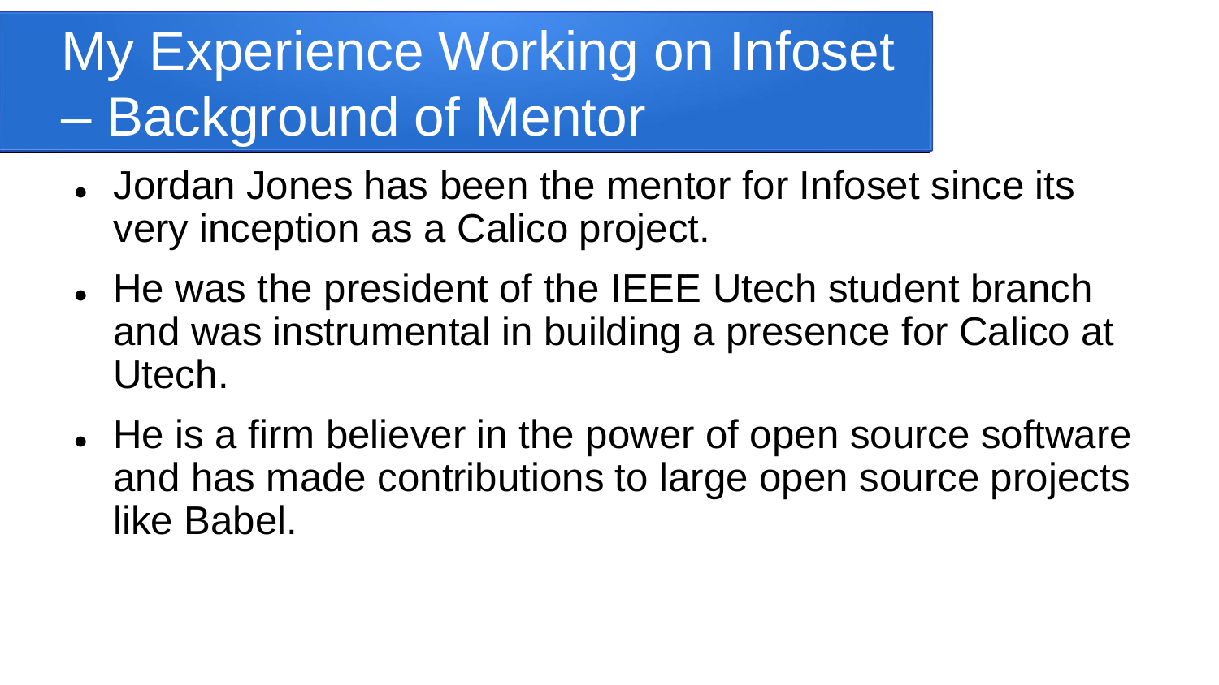# My Experience Working on Infoset – Background of Mentor

- Jordan Jones has been the mentor for Infoset since its very inception as a Calico project.
- He was the president of the IEEE Utech student branch and was instrumental in building a presence for Calico at Utech.
- He is a firm believer in the power of open source software and has made contributions to large open source projects like Babel.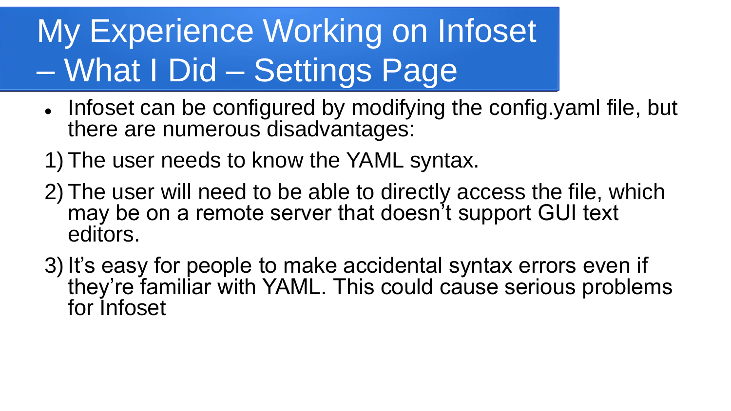# My Experience Working on Infoset – What I Did – Settings Page

- Infoset can be configured by modifying the config.yaml file, but there are numerous disadvantages:

1) The user needs to know the YAML syntax.
2) The user will need to be able to directly access the file, which may be on a remote server that doesn't support GUI text editors.
3) It's easy for people to make accidental syntax errors even if they're familiar with YAML. This could cause serious problems for Infoset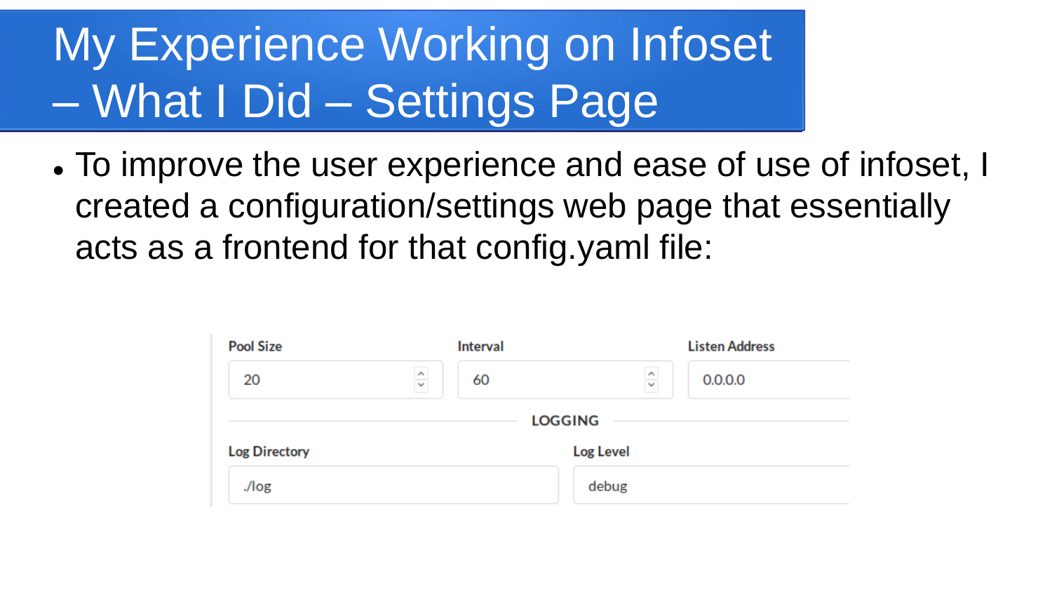# My Experience Working on Infoset – What I Did – Settings Page

- To improve the user experience and ease of use of infoset, I created a configuration/settings web page that essentially acts as a frontend for that config.yaml file:

Pool Size

20

Interval

60

Listen Address

0.0.0.0

LOGGING

Log Directory

./log

Log Level

debug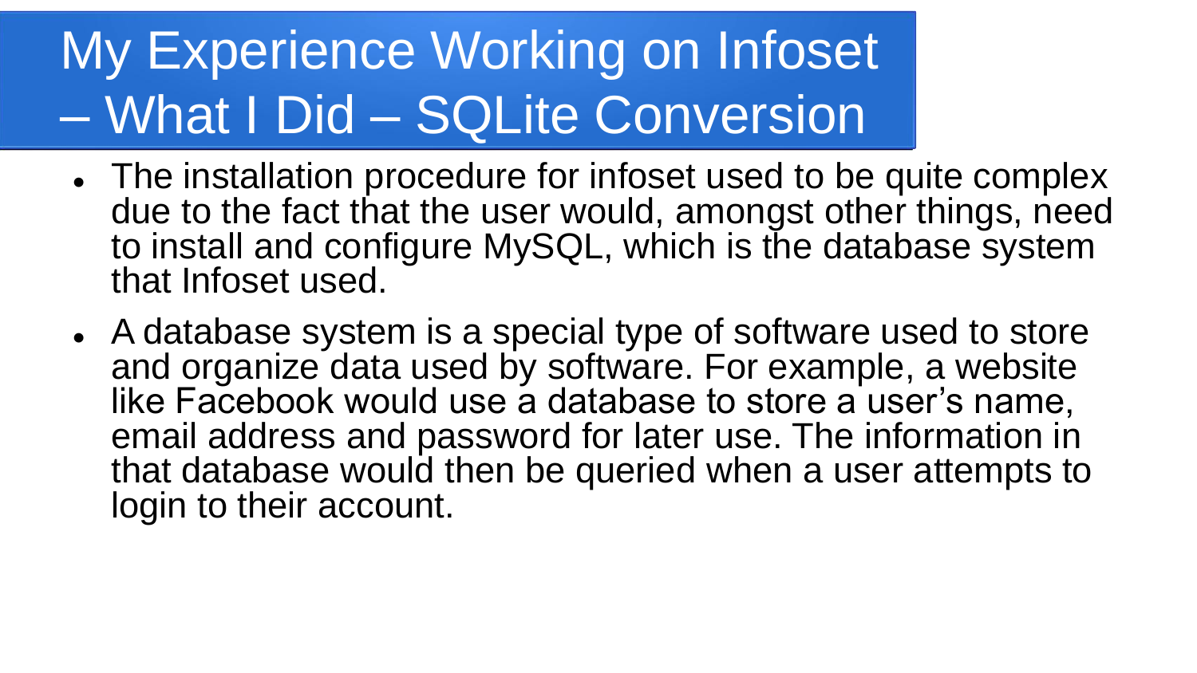# My Experience Working on Infoset – What I Did – SQLite Conversion

- The installation procedure for infoset used to be quite complex due to the fact that the user would, amongst other things, need to install and configure MySQL, which is the database system that Infoset used.
- A database system is a special type of software used to store and organize data used by software. For example, a website like Facebook would use a database to store a user's name, email address and password for later use. The information in that database would then be queried when a user attempts to login to their account.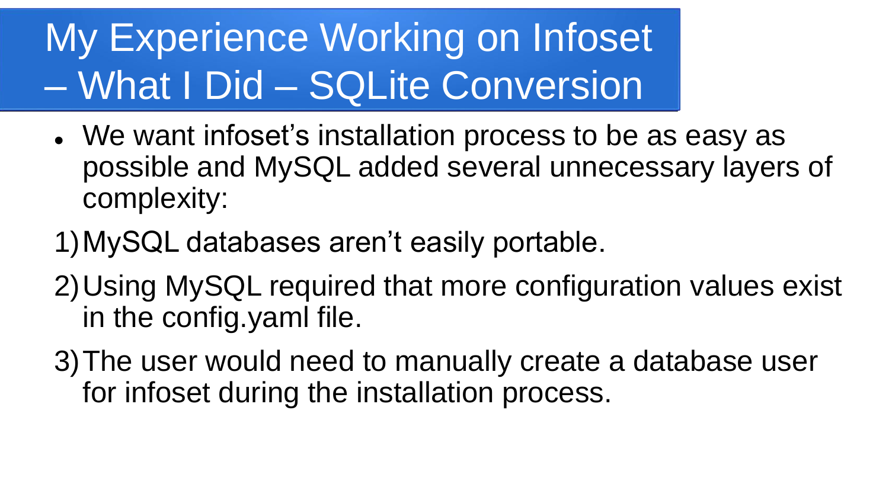# My Experience Working on Infoset – What I Did – SQLite Conversion

- We want infoset's installation process to be as easy as possible and MySQL added several unnecessary layers of complexity:

1) MySQL databases aren't easily portable.
2) Using MySQL required that more configuration values exist in the config.yaml file.
3) The user would need to manually create a database user for infoset during the installation process.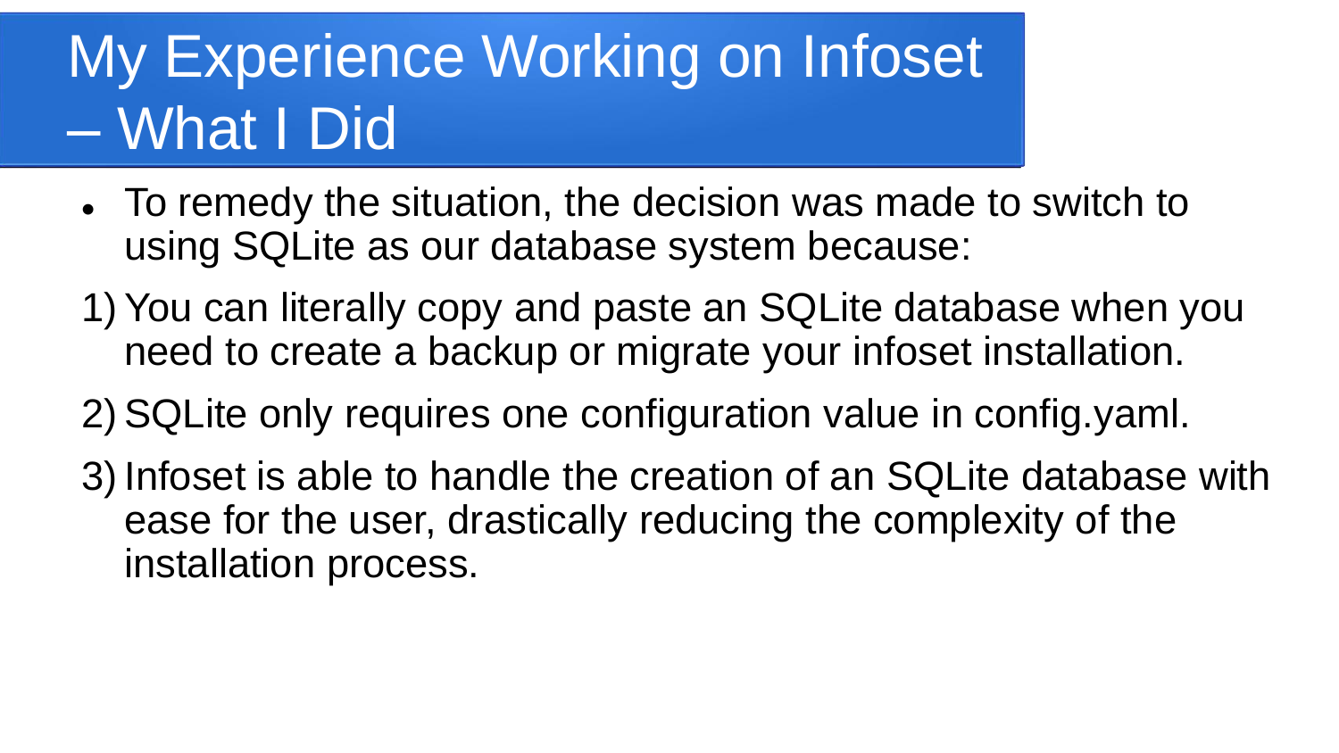# My Experience Working on Infoset – What I Did

- To remedy the situation, the decision was made to switch to using SQLite as our database system because:

1) You can literally copy and paste an SQLite database when you need to create a backup or migrate your infoset installation.
2) SQLite only requires one configuration value in config.yaml.
3) Infoset is able to handle the creation of an SQLite database with ease for the user, drastically reducing the complexity of the installation process.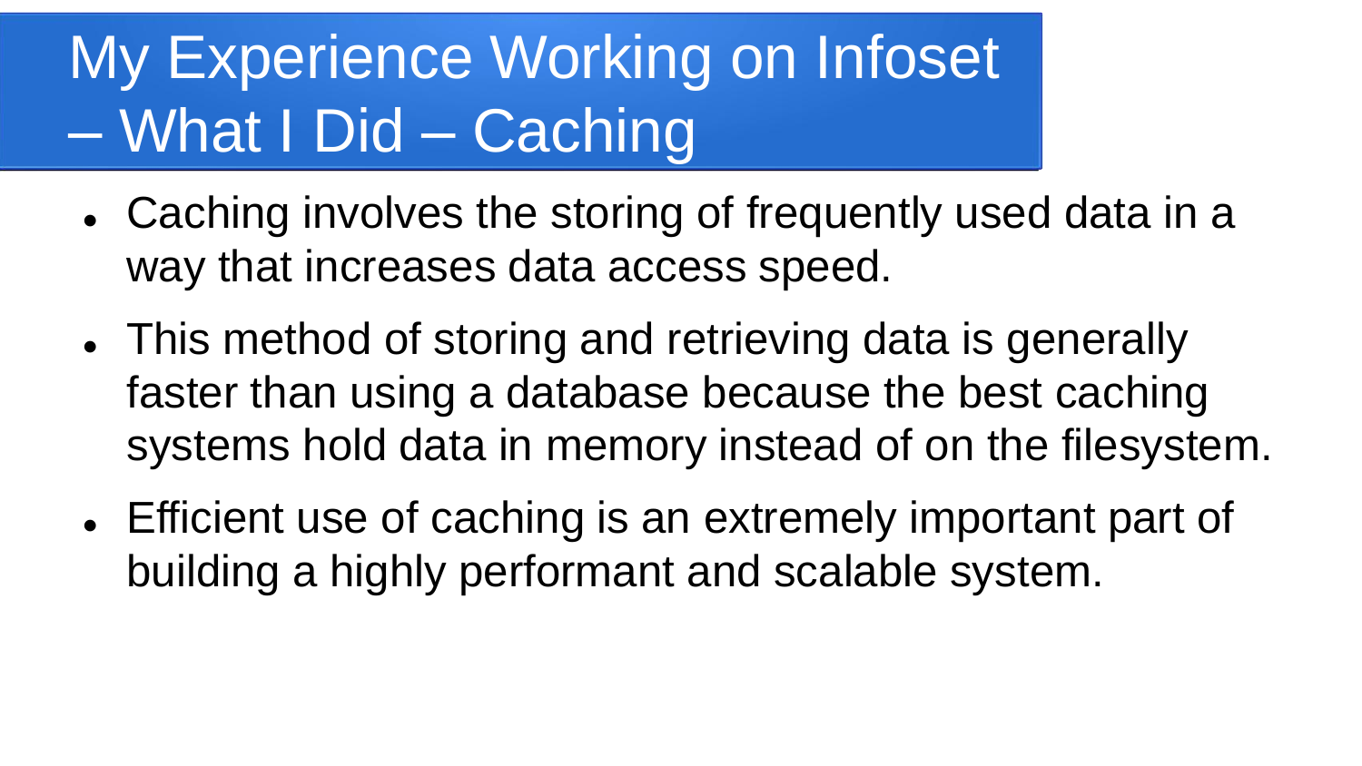# My Experience Working on Infoset – What I Did – Caching

- Caching involves the storing of frequently used data in a way that increases data access speed.
- This method of storing and retrieving data is generally faster than using a database because the best caching systems hold data in memory instead of on the filesystem.
- Efficient use of caching is an extremely important part of building a highly performant and scalable system.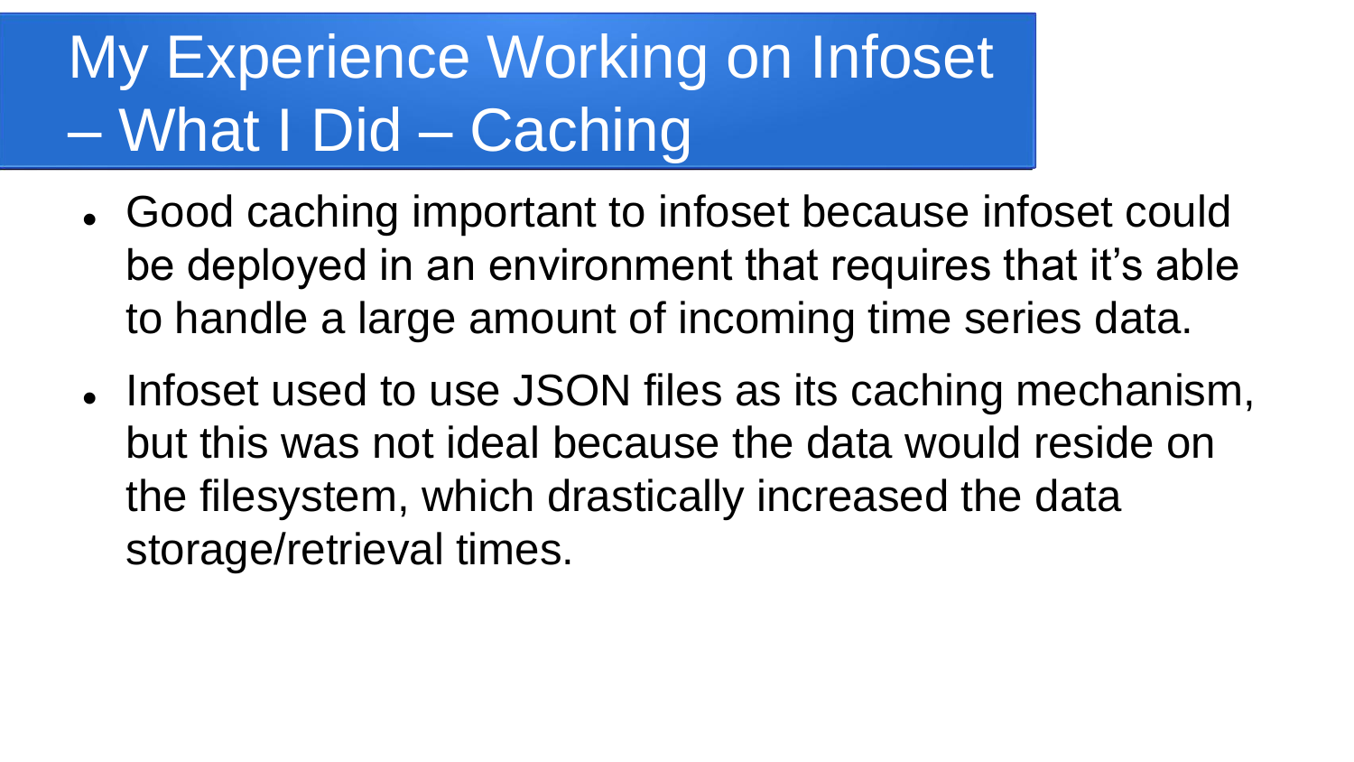# My Experience Working on Infoset – What I Did – Caching

- Good caching important to infoset because infoset could be deployed in an environment that requires that it's able to handle a large amount of incoming time series data.
- Infoset used to use JSON files as its caching mechanism, but this was not ideal because the data would reside on the filesystem, which drastically increased the data storage/retrieval times.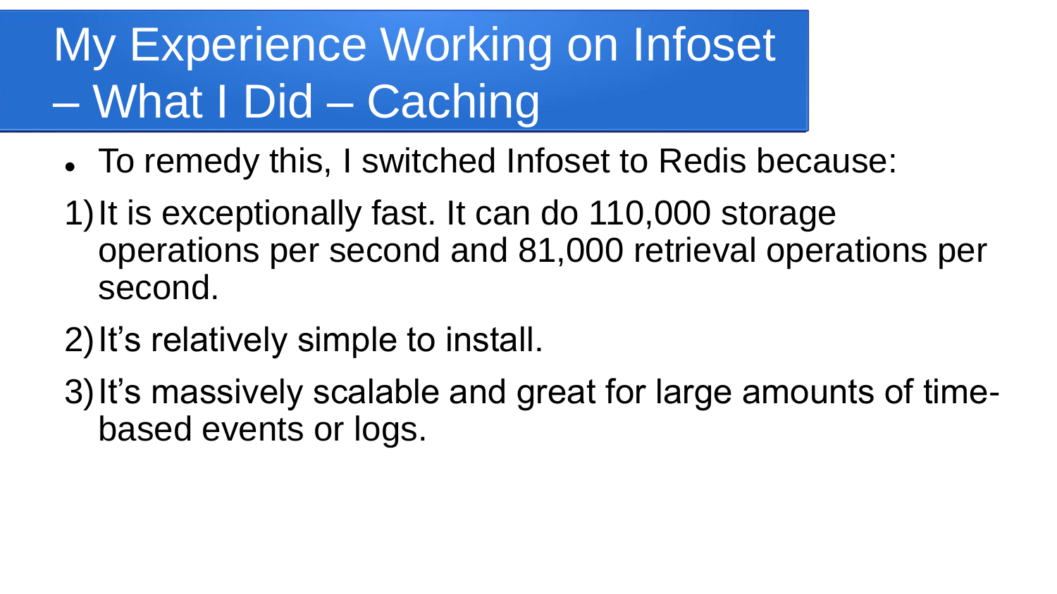# My Experience Working on Infoset – What I Did – Caching

- To remedy this, I switched Infoset to Redis because:

1) It is exceptionally fast. It can do 110,000 storage operations per second and 81,000 retrieval operations per second.
2) It's relatively simple to install.
3) It's massively scalable and great for large amounts of time-based events or logs.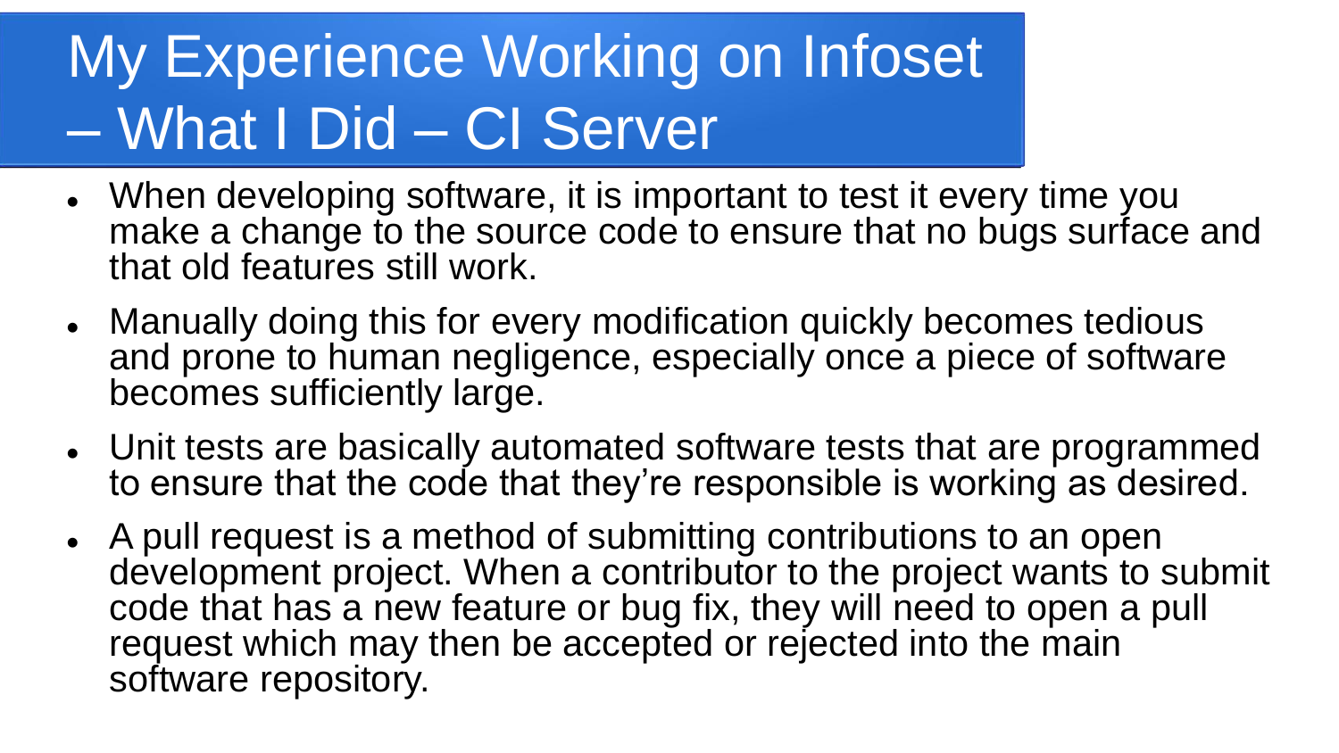# My Experience Working on Infoset – What I Did – CI Server

- When developing software, it is important to test it every time you make a change to the source code to ensure that no bugs surface and that old features still work.
- Manually doing this for every modification quickly becomes tedious and prone to human negligence, especially once a piece of software becomes sufficiently large.
- Unit tests are basically automated software tests that are programmed to ensure that the code that they're responsible is working as desired.
- A pull request is a method of submitting contributions to an open development project. When a contributor to the project wants to submit code that has a new feature or bug fix, they will need to open a pull request which may then be accepted or rejected into the main software repository.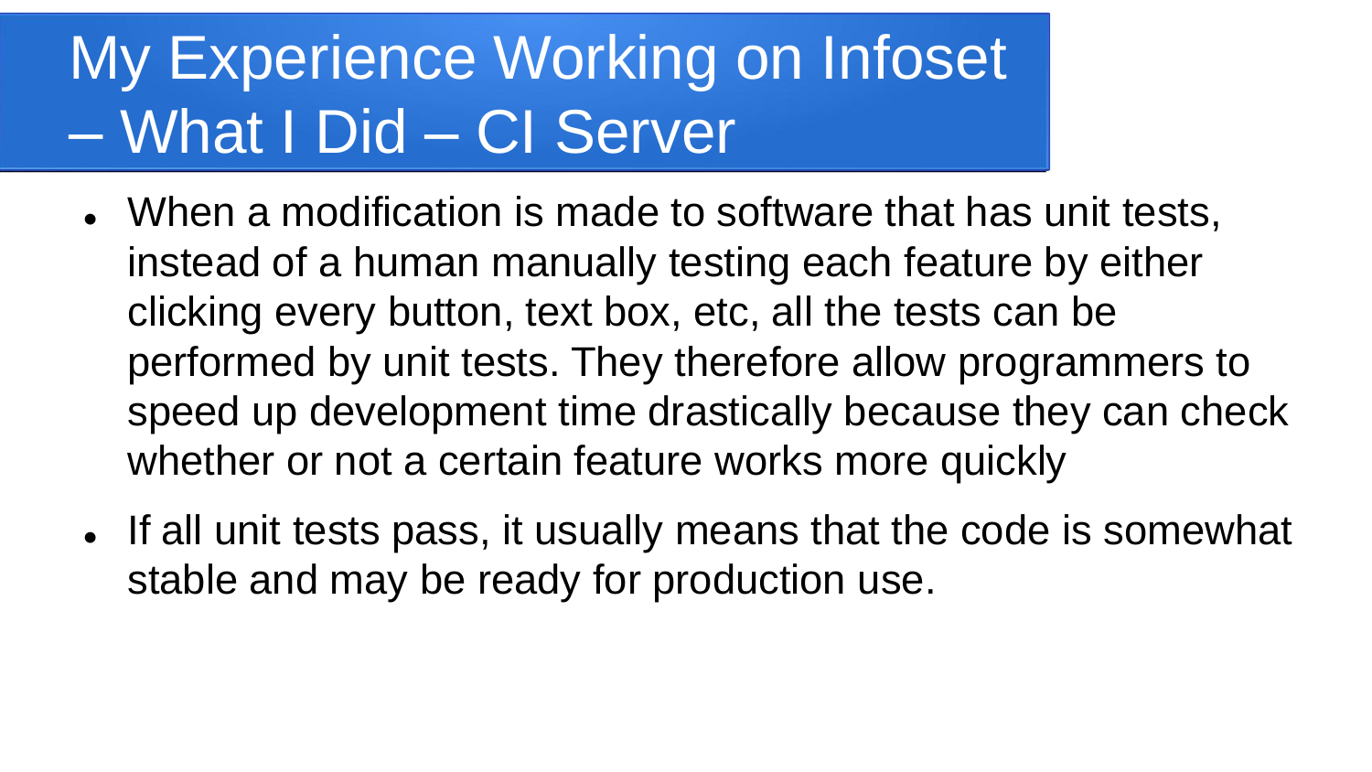# My Experience Working on Infoset – What I Did – CI Server

- When a modification is made to software that has unit tests, instead of a human manually testing each feature by either clicking every button, text box, etc, all the tests can be performed by unit tests. They therefore allow programmers to speed up development time drastically because they can check whether or not a certain feature works more quickly
- If all unit tests pass, it usually means that the code is somewhat stable and may be ready for production use.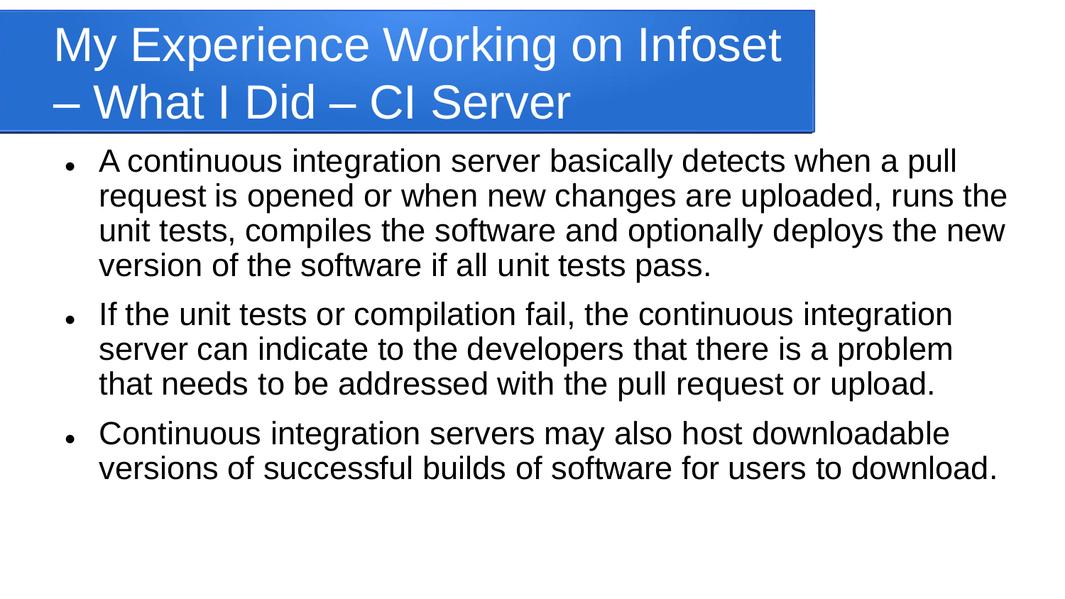# My Experience Working on Infoset – What I Did – CI Server

- A continuous integration server basically detects when a pull request is opened or when new changes are uploaded, runs the unit tests, compiles the software and optionally deploys the new version of the software if all unit tests pass.
- If the unit tests or compilation fail, the continuous integration server can indicate to the developers that there is a problem that needs to be addressed with the pull request or upload.
- Continuous integration servers may also host downloadable versions of successful builds of software for users to download.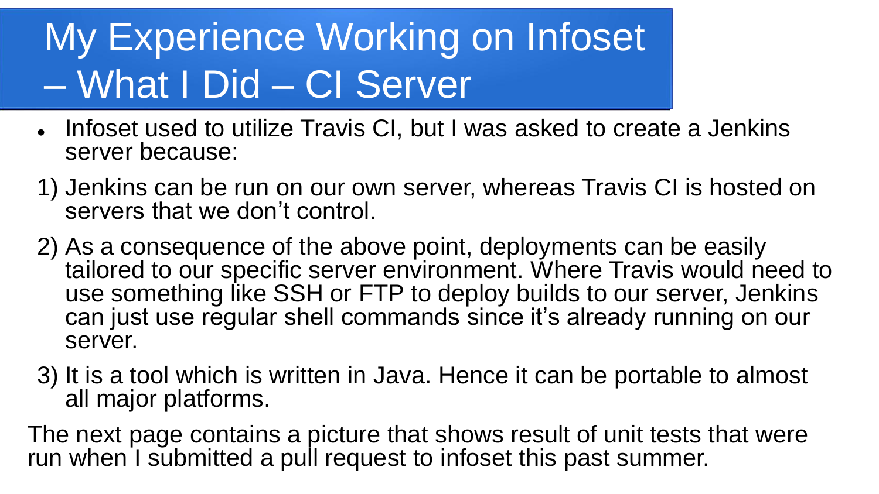# My Experience Working on Infoset – What I Did – CI Server

- Infoset used to utilize Travis CI, but I was asked to create a Jenkins server because:

1) Jenkins can be run on our own server, whereas Travis CI is hosted on servers that we don't control.
2) As a consequence of the above point, deployments can be easily tailored to our specific server environment. Where Travis would need to use something like SSH or FTP to deploy builds to our server, Jenkins can just use regular shell commands since it's already running on our server.
3) It is a tool which is written in Java. Hence it can be portable to almost all major platforms.

The next page contains a picture that shows result of unit tests that were run when I submitted a pull request to infoset this past summer.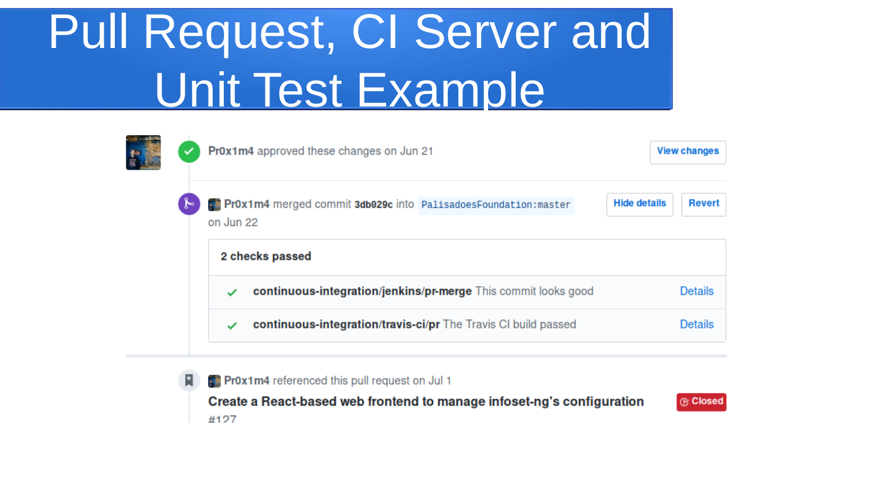# Pull Request, CI Server and Unit Test Example

**Pr0x1m4** approved these changes on Jun 21

View changes

**Pr0x1m4** merged commit `3db029c` into `PalisadoesFoundation:master` on Jun 22

Hide details | Revert

**2 checks passed**

- ✓ **continuous-integration/jenkins/pr-merge** This commit looks good — Details
- ✓ **continuous-integration/travis-ci/pr** The Travis CI build passed — Details

**Pr0x1m4** referenced this pull request on Jul 1

**Create a React-based web frontend to manage infoset-ng's configuration** #127

Closed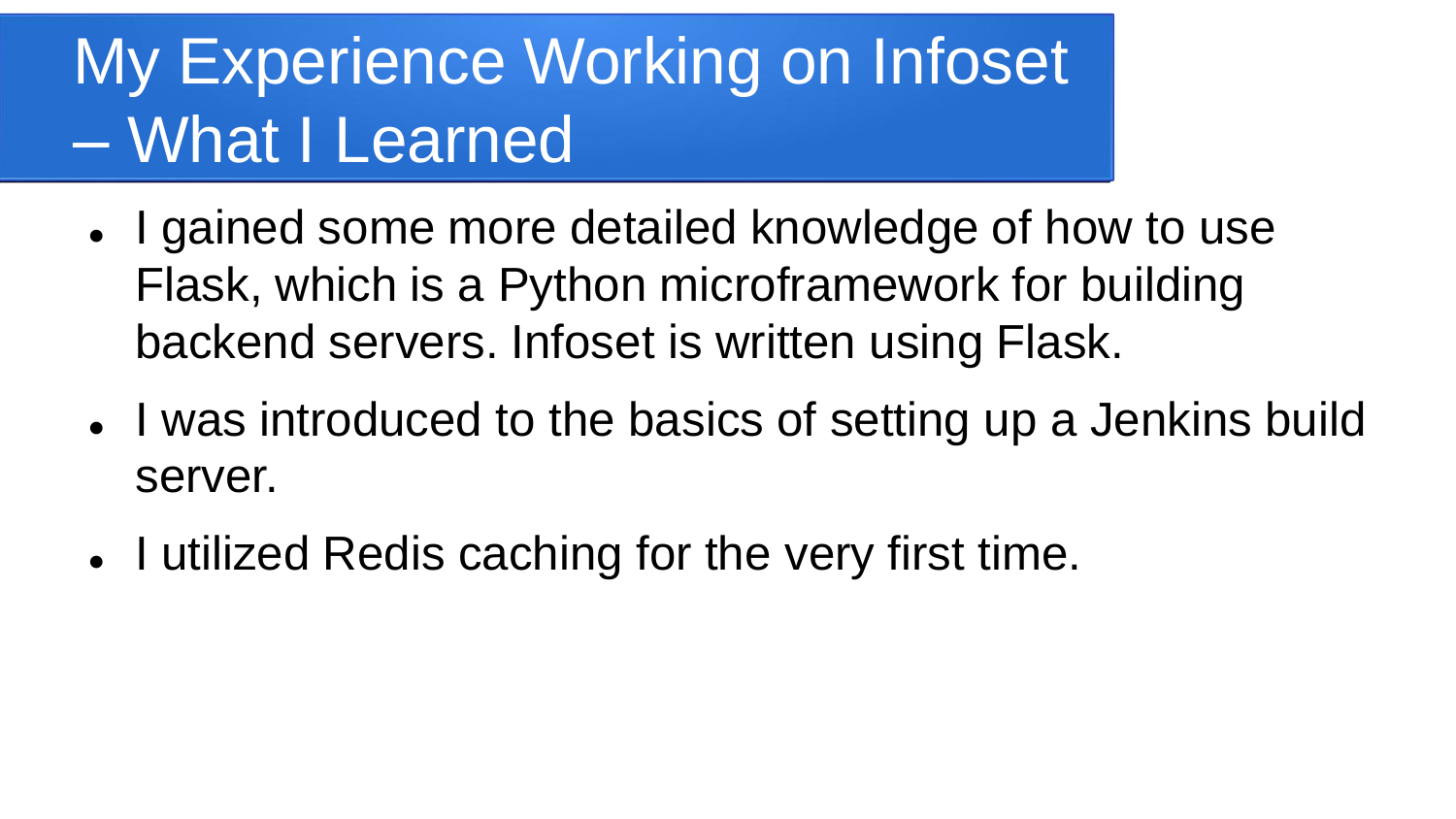# My Experience Working on Infoset – What I Learned

- I gained some more detailed knowledge of how to use Flask, which is a Python microframework for building backend servers. Infoset is written using Flask.
- I was introduced to the basics of setting up a Jenkins build server.
- I utilized Redis caching for the very first time.